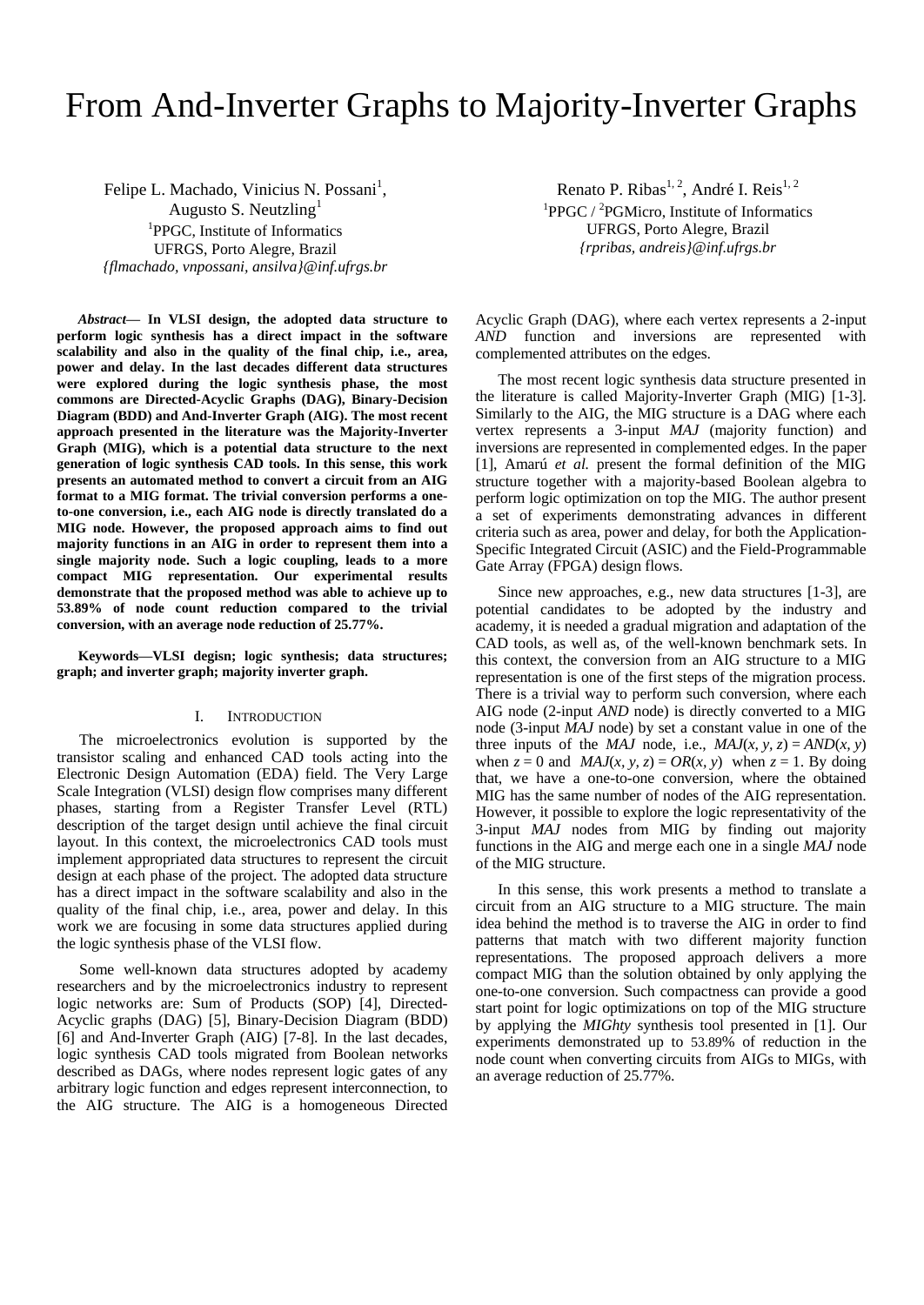# From And-Inverter Graphs to Majority-Inverter Graphs

Felipe L. Machado, Vinicius N. Possani[1], Augusto S. Neutzling[1]
[1]PPGC, Institute of Informatics
UFRGS, Porto Alegre, Brazil
{flmachado, vnpossani, ansilva}@inf.ufrgs.br

Renato P. Ribas[1, 2], André I. Reis[1, 2]
[1]PPGC / [2]PGMicro, Institute of Informatics
UFRGS, Porto Alegre, Brazil
{rpribas, andreis}@inf.ufrgs.br

***Abstract*— In VLSI design, the adopted data structure to perform logic synthesis has a direct impact in the software scalability and also in the quality of the final chip, i.e., area, power and delay. In the last decades different data structures were explored during the logic synthesis phase, the most commons are Directed-Acyclic Graphs (DAG), Binary-Decision Diagram (BDD) and And-Inverter Graph (AIG). The most recent approach presented in the literature was the Majority-Inverter Graph (MIG), which is a potential data structure to the next generation of logic synthesis CAD tools. In this sense, this work presents an automated method to convert a circuit from an AIG format to a MIG format. The trivial conversion performs a one-to-one conversion, i.e., each AIG node is directly translated do a MIG node. However, the proposed approach aims to find out majority functions in an AIG in order to represent them into a single majority node. Such a logic coupling, leads to a more compact MIG representation. Our experimental results demonstrate that the proposed method was able to achieve up to 53.89% of node count reduction compared to the trivial conversion, with an average node reduction of 25.77%.**

**Keywords—VLSI degisn; logic synthesis; data structures; graph; and inverter graph; majority inverter graph.**

## I. Introduction

The microelectronics evolution is supported by the transistor scaling and enhanced CAD tools acting into the Electronic Design Automation (EDA) field. The Very Large Scale Integration (VLSI) design flow comprises many different phases, starting from a Register Transfer Level (RTL) description of the target design until achieve the final circuit layout. In this context, the microelectronics CAD tools must implement appropriated data structures to represent the circuit design at each phase of the project. The adopted data structure has a direct impact in the software scalability and also in the quality of the final chip, i.e., area, power and delay. In this work we are focusing in some data structures applied during the logic synthesis phase of the VLSI flow.

Some well-known data structures adopted by academy researchers and by the microelectronics industry to represent logic networks are: Sum of Products (SOP) [4], Directed-Acyclic graphs (DAG) [5], Binary-Decision Diagram (BDD) [6] and And-Inverter Graph (AIG) [7-8]. In the last decades, logic synthesis CAD tools migrated from Boolean networks described as DAGs, where nodes represent logic gates of any arbitrary logic function and edges represent interconnection, to the AIG structure. The AIG is a homogeneous Directed Acyclic Graph (DAG), where each vertex represents a 2-input *AND* function and inversions are represented with complemented attributes on the edges.

The most recent logic synthesis data structure presented in the literature is called Majority-Inverter Graph (MIG) [1-3]. Similarly to the AIG, the MIG structure is a DAG where each vertex represents a 3-input *MAJ* (majority function) and inversions are represented in complemented edges. In the paper [1], Amarú *et al.* present the formal definition of the MIG structure together with a majority-based Boolean algebra to perform logic optimization on top the MIG. The author present a set of experiments demonstrating advances in different criteria such as area, power and delay, for both the Application-Specific Integrated Circuit (ASIC) and the Field-Programmable Gate Array (FPGA) design flows.

Since new approaches, e.g., new data structures [1-3], are potential candidates to be adopted by the industry and academy, it is needed a gradual migration and adaptation of the CAD tools, as well as, of the well-known benchmark sets. In this context, the conversion from an AIG structure to a MIG representation is one of the first steps of the migration process. There is a trivial way to perform such conversion, where each AIG node (2-input *AND* node) is directly converted to a MIG node (3-input *MAJ* node) by set a constant value in one of the three inputs of the *MAJ* node, i.e., $MAJ(x, y, z) = AND(x, y)$ when $z = 0$ and $MAJ(x, y, z) = OR(x, y)$ when $z = 1$. By doing that, we have a one-to-one conversion, where the obtained MIG has the same number of nodes of the AIG representation. However, it possible to explore the logic representativity of the 3-input *MAJ* nodes from MIG by finding out majority functions in the AIG and merge each one in a single *MAJ* node of the MIG structure.

In this sense, this work presents a method to translate a circuit from an AIG structure to a MIG structure. The main idea behind the method is to traverse the AIG in order to find patterns that match with two different majority function representations. The proposed approach delivers a more compact MIG than the solution obtained by only applying the one-to-one conversion. Such compactness can provide a good start point for logic optimizations on top of the MIG structure by applying the *MIGhty* synthesis tool presented in [1]. Our experiments demonstrated up to 53.89% of reduction in the node count when converting circuits from AIGs to MIGs, with an average reduction of 25.77%.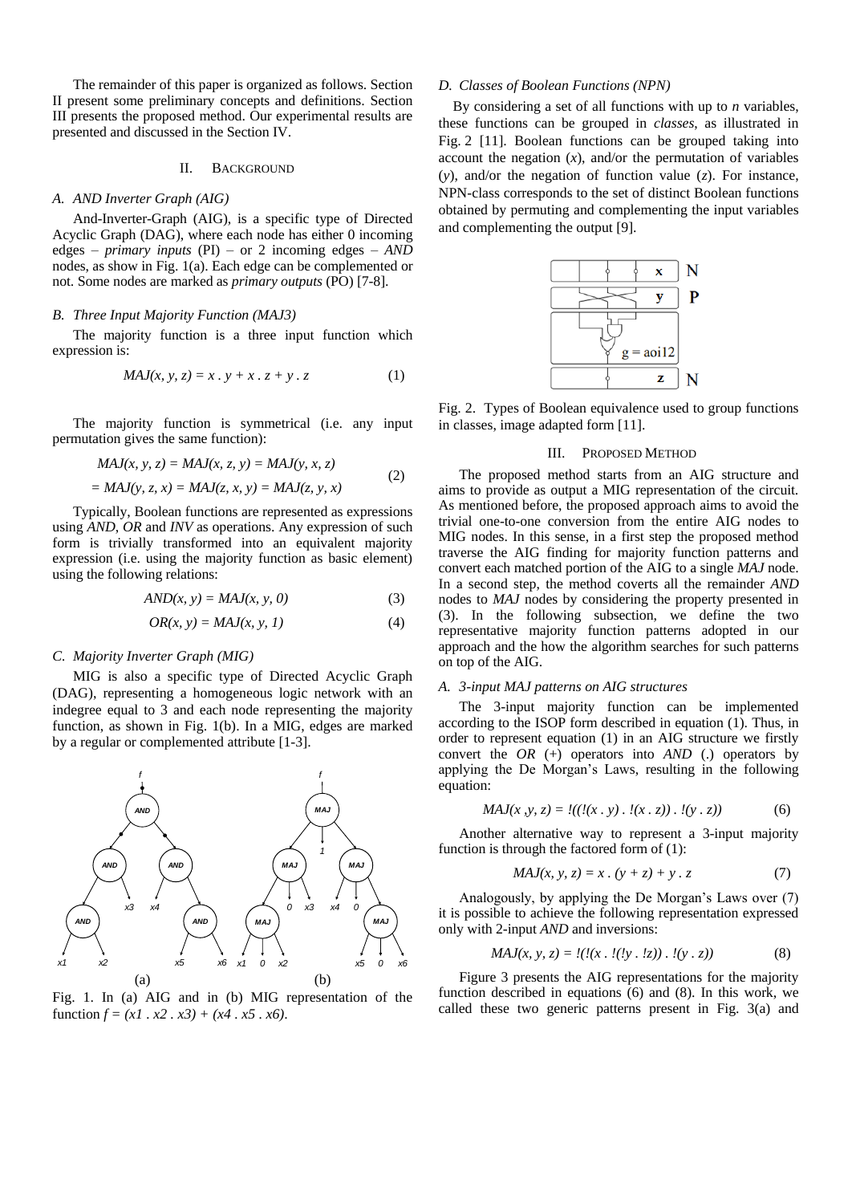The remainder of this paper is organized as follows. Section II present some preliminary concepts and definitions. Section III presents the proposed method. Our experimental results are presented and discussed in the Section IV.

## II. Background

### A. AND Inverter Graph (AIG)

And-Inverter-Graph (AIG), is a specific type of Directed Acyclic Graph (DAG), where each node has either 0 incoming edges – *primary inputs* (PI) – or 2 incoming edges – *AND* nodes, as show in Fig. 1(a). Each edge can be complemented or not. Some nodes are marked as *primary outputs* (PO) [7-8].

### B. Three Input Majority Function (MAJ3)

The majority function is a three input function which expression is:

$$MAJ(x, y, z) = x \cdot y + x \cdot z + y \cdot z \tag{1}$$

The majority function is symmetrical (i.e. any input permutation gives the same function):

$$\begin{aligned} MAJ(x, y, z) &= MAJ(x, z, y) = MAJ(y, x, z) \\ &= MAJ(y, z, x) = MAJ(z, x, y) = MAJ(z, y, x) \end{aligned} \tag{2}$$

Typically, Boolean functions are represented as expressions using *AND*, *OR* and *INV* as operations. Any expression of such form is trivially transformed into an equivalent majority expression (i.e. using the majority function as basic element) using the following relations:

$$AND(x, y) = MAJ(x, y, 0) \tag{3}$$

$$OR(x, y) = MAJ(x, y, 1) \tag{4}$$

### C. Majority Inverter Graph (MIG)

MIG is also a specific type of Directed Acyclic Graph (DAG), representing a homogeneous logic network with an indegree equal to 3 and each node representing the majority function, as shown in Fig. 1(b). In a MIG, edges are marked by a regular or complemented attribute [1-3].

Fig. 1. In (a) AIG and in (b) MIG representation of the function $f = (x1 \cdot x2 \cdot x3) + (x4 \cdot x5 \cdot x6)$.

### D. Classes of Boolean Functions (NPN)

By considering a set of all functions with up to *n* variables, these functions can be grouped in *classes*, as illustrated in Fig. 2 [11]. Boolean functions can be grouped taking into account the negation (*x*), and/or the permutation of variables (*y*), and/or the negation of function value (*z*). For instance, NPN-class corresponds to the set of distinct Boolean functions obtained by permuting and complementing the input variables and complementing the output [9].

Fig. 2. Types of Boolean equivalence used to group functions in classes, image adapted form [11].

## III. Proposed Method

The proposed method starts from an AIG structure and aims to provide as output a MIG representation of the circuit. As mentioned before, the proposed approach aims to avoid the trivial one-to-one conversion from the entire AIG nodes to MIG nodes. In this sense, in a first step the proposed method traverse the AIG finding for majority function patterns and convert each matched portion of the AIG to a single *MAJ* node. In a second step, the method coverts all the remainder *AND* nodes to *MAJ* nodes by considering the property presented in (3). In the following subsection, we define the two representative majority function patterns adopted in our approach and the how the algorithm searches for such patterns on top of the AIG.

### A. 3-input MAJ patterns on AIG structures

The 3-input majority function can be implemented according to the ISOP form described in equation (1). Thus, in order to represent equation (1) in an AIG structure we firstly convert the *OR* (+) operators into *AND* (.) operators by applying the De Morgan's Laws, resulting in the following equation:

$$MAJ(x ,y, z) = !((!(x \cdot y) \cdot !(x \cdot z)) \cdot !(y \cdot z)) \tag{6}$$

Another alternative way to represent a 3-input majority function is through the factored form of (1):

$$MAJ(x, y, z) = x \cdot (y + z) + y \cdot z \tag{7}$$

Analogously, by applying the De Morgan's Laws over (7) it is possible to achieve the following representation expressed only with 2-input *AND* and inversions:

$$MAJ(x, y, z) = !(!(x \cdot !(!y \cdot !z)) \cdot !(y \cdot z)) \tag{8}$$

Figure 3 presents the AIG representations for the majority function described in equations (6) and (8). In this work, we called these two generic patterns present in Fig. 3(a) and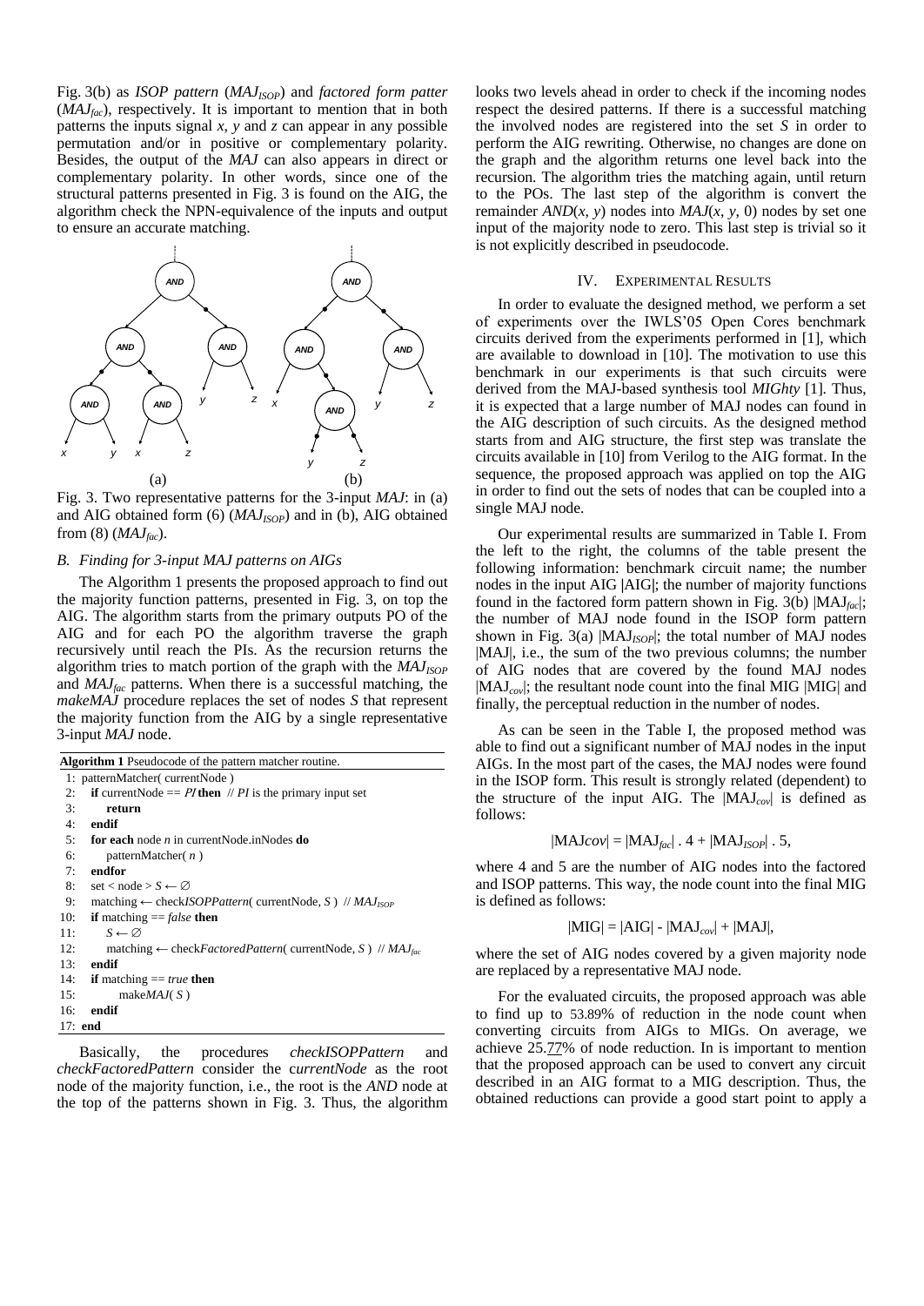Fig. 3(b) as *ISOP pattern* ($MAJ_{ISOP}$) and *factored form patter* ($MAJ_{fac}$), respectively. It is important to mention that in both patterns the inputs signal *x*, *y* and *z* can appear in any possible permutation and/or in positive or complementary polarity. Besides, the output of the *MAJ* can also appears in direct or complementary polarity. In other words, since one of the structural patterns presented in Fig. 3 is found on the AIG, the algorithm check the NPN-equivalence of the inputs and output to ensure an accurate matching.

Fig. 3. Two representative patterns for the 3-input *MAJ*: in (a) and AIG obtained form (6) ($MAJ_{ISOP}$) and in (b), AIG obtained from (8) ($MAJ_{fac}$).

### B. Finding for 3-input MAJ patterns on AIGs

The Algorithm 1 presents the proposed approach to find out the majority function patterns, presented in Fig. 3, on top the AIG. The algorithm starts from the primary outputs PO of the AIG and for each PO the algorithm traverse the graph recursively until reach the PIs. As the recursion returns the algorithm tries to match portion of the graph with the $MAJ_{ISOP}$ and $MAJ_{fac}$ patterns. When there is a successful matching, the *makeMAJ* procedure replaces the set of nodes *S* that represent the majority function from the AIG by a single representative 3-input *MAJ* node.

**Algorithm 1** Pseudocode of the pattern matcher routine.

```
1:  patternMatcher( currentNode )
2:    if currentNode == PI then  // PI is the primary input set
3:        return
4:    endif
5:    for each node n in currentNode.inNodes do
6:        patternMatcher( n )
7:    endfor
8:    set < node > S ← ∅
9:    matching ← checkISOPPattern( currentNode, S )  // MAJ_ISOP
10:   if matching == false then
11:       S ← ∅
12:       matching ← checkFactoredPattern( currentNode, S )  // MAJ_fac
13:   endif
14:   if matching == true then
15:       makeMAJ( S )
16:   endif
17: end
```

Basically, the procedures *checkISOPPattern* and *checkFactoredPattern* consider the c*urrentNode* as the root node of the majority function, i.e., the root is the *AND* node at the top of the patterns shown in Fig. 3. Thus, the algorithm looks two levels ahead in order to check if the incoming nodes respect the desired patterns. If there is a successful matching the involved nodes are registered into the set *S* in order to perform the AIG rewriting. Otherwise, no changes are done on the graph and the algorithm returns one level back into the recursion. The algorithm tries the matching again, until return to the POs. The last step of the algorithm is convert the remainder *AND*(*x*, *y*) nodes into *MAJ*(*x*, *y*, 0) nodes by set one input of the majority node to zero. This last step is trivial so it is not explicitly described in pseudocode.

## IV. Experimental Results

In order to evaluate the designed method, we perform a set of experiments over the IWLS'05 Open Cores benchmark circuits derived from the experiments performed in [1], which are available to download in [10]. The motivation to use this benchmark in our experiments is that such circuits were derived from the MAJ-based synthesis tool *MIGhty* [1]. Thus, it is expected that a large number of MAJ nodes can found in the AIG description of such circuits. As the designed method starts from and AIG structure, the first step was translate the circuits available in [10] from Verilog to the AIG format. In the sequence, the proposed approach was applied on top the AIG in order to find out the sets of nodes that can be coupled into a single MAJ node.

Our experimental results are summarized in Table I. From the left to the right, the columns of the table present the following information: benchmark circuit name; the number nodes in the input AIG |AIG|; the number of majority functions found in the factored form pattern shown in Fig. 3(b) $|MAJ_{fac}|$; the number of MAJ node found in the ISOP form pattern shown in Fig. 3(a) $|MAJ_{ISOP}|$; the total number of MAJ nodes |MAJ|, i.e., the sum of the two previous columns; the number of AIG nodes that are covered by the found MAJ nodes $|MAJ_{cov}|$; the resultant node count into the final MIG |MIG| and finally, the perceptual reduction in the number of nodes.

As can be seen in the Table I, the proposed method was able to find out a significant number of MAJ nodes in the input AIGs. In the most part of the cases, the MAJ nodes were found in the ISOP form. This result is strongly related (dependent) to the structure of the input AIG. The $|MAJ_{cov}|$ is defined as follows:

$$|MAJcov| = |MAJ_{fac}| \,.\, 4 + |MAJ_{ISOP}| \,.\, 5,$$

where 4 and 5 are the number of AIG nodes into the factored and ISOP patterns. This way, the node count into the final MIG is defined as follows:

$$|MIG| = |AIG| - |MAJ_{cov}| + |MAJ|,$$

where the set of AIG nodes covered by a given majority node are replaced by a representative MAJ node.

For the evaluated circuits, the proposed approach was able to find up to 53.89% of reduction in the node count when converting circuits from AIGs to MIGs. On average, we achieve 25.77% of node reduction. In is important to mention that the proposed approach can be used to convert any circuit described in an AIG format to a MIG description. Thus, the obtained reductions can provide a good start point to apply a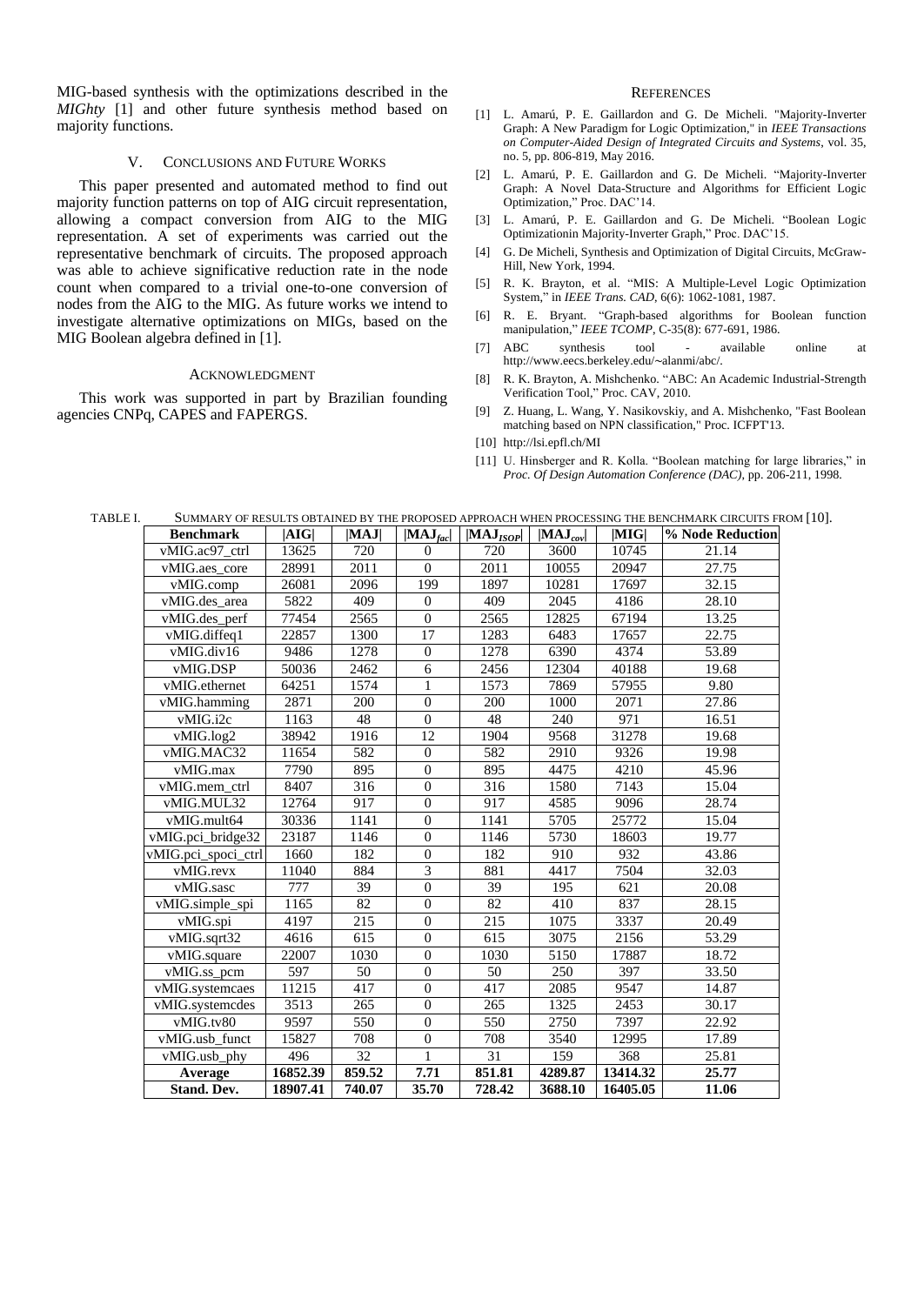MIG-based synthesis with the optimizations described in the *MIGhty* [1] and other future synthesis method based on majority functions.

## V. Conclusions and Future Works

This paper presented and automated method to find out majority function patterns on top of AIG circuit representation, allowing a compact conversion from AIG to the MIG representation. A set of experiments was carried out the representative benchmark of circuits. The proposed approach was able to achieve significative reduction rate in the node count when compared to a trivial one-to-one conversion of nodes from the AIG to the MIG. As future works we intend to investigate alternative optimizations on MIGs, based on the MIG Boolean algebra defined in [1].

## Acknowledgment

This work was supported in part by Brazilian founding agencies CNPq, CAPES and FAPERGS.

## References

[1] L. Amarú, P. E. Gaillardon and G. De Micheli. "Majority-Inverter Graph: A New Paradigm for Logic Optimization," in *IEEE Transactions on Computer-Aided Design of Integrated Circuits and Systems*, vol. 35, no. 5, pp. 806-819, May 2016.

[2] L. Amarú, P. E. Gaillardon and G. De Micheli. "Majority-Inverter Graph: A Novel Data-Structure and Algorithms for Efficient Logic Optimization," Proc. DAC'14.

[3] L. Amarú, P. E. Gaillardon and G. De Micheli. "Boolean Logic Optimizationin Majority-Inverter Graph," Proc. DAC'15.

[4] G. De Micheli, Synthesis and Optimization of Digital Circuits, McGraw-Hill, New York, 1994.

[5] R. K. Brayton, et al. "MIS: A Multiple-Level Logic Optimization System," in *IEEE Trans. CAD*, 6(6): 1062-1081, 1987.

[6] R. E. Bryant. "Graph-based algorithms for Boolean function manipulation," *IEEE TCOMP*, C-35(8): 677-691, 1986.

[7] ABC synthesis tool - available online at http://www.eecs.berkeley.edu/~alanmi/abc/.

[8] R. K. Brayton, A. Mishchenko. "ABC: An Academic Industrial-Strength Verification Tool," Proc. CAV, 2010.

[9] Z. Huang, L. Wang, Y. Nasikovskiy, and A. Mishchenko, "Fast Boolean matching based on NPN classification," Proc. ICFPT'13.

[10] http://lsi.epfl.ch/MI

[11] U. Hinsberger and R. Kolla. "Boolean matching for large libraries," in *Proc. Of Design Automation Conference (DAC)*, pp. 206-211, 1998.

TABLE I. Summary of results obtained by the proposed approach when processing the benchmark circuits from [10].

| Benchmark | \|AIG\| | \|MAJ\| | $\|MAJ_{fac}\|$ | $\|MAJ_{ISOP}\|$ | $\|MAJ_{cov}\|$ | \|MIG\| | % Node Reduction |
|---|---|---|---|---|---|---|---|
| vMIG.ac97_ctrl | 13625 | 720 | 0 | 720 | 3600 | 10745 | 21.14 |
| vMIG.aes_core | 28991 | 2011 | 0 | 2011 | 10055 | 20947 | 27.75 |
| vMIG.comp | 26081 | 2096 | 199 | 1897 | 10281 | 17697 | 32.15 |
| vMIG.des_area | 5822 | 409 | 0 | 409 | 2045 | 4186 | 28.10 |
| vMIG.des_perf | 77454 | 2565 | 0 | 2565 | 12825 | 67194 | 13.25 |
| vMIG.diffeq1 | 22857 | 1300 | 17 | 1283 | 6483 | 17657 | 22.75 |
| vMIG.div16 | 9486 | 1278 | 0 | 1278 | 6390 | 4374 | 53.89 |
| vMIG.DSP | 50036 | 2462 | 6 | 2456 | 12304 | 40188 | 19.68 |
| vMIG.ethernet | 64251 | 1574 | 1 | 1573 | 7869 | 57955 | 9.80 |
| vMIG.hamming | 2871 | 200 | 0 | 200 | 1000 | 2071 | 27.86 |
| vMIG.i2c | 1163 | 48 | 0 | 48 | 240 | 971 | 16.51 |
| vMIG.log2 | 38942 | 1916 | 12 | 1904 | 9568 | 31278 | 19.68 |
| vMIG.MAC32 | 11654 | 582 | 0 | 582 | 2910 | 9326 | 19.98 |
| vMIG.max | 7790 | 895 | 0 | 895 | 4475 | 4210 | 45.96 |
| vMIG.mem_ctrl | 8407 | 316 | 0 | 316 | 1580 | 7143 | 15.04 |
| vMIG.MUL32 | 12764 | 917 | 0 | 917 | 4585 | 9096 | 28.74 |
| vMIG.mult64 | 30336 | 1141 | 0 | 1141 | 5705 | 25772 | 15.04 |
| vMIG.pci_bridge32 | 23187 | 1146 | 0 | 1146 | 5730 | 18603 | 19.77 |
| vMIG.pci_spoci_ctrl | 1660 | 182 | 0 | 182 | 910 | 932 | 43.86 |
| vMIG.revx | 11040 | 884 | 3 | 881 | 4417 | 7504 | 32.03 |
| vMIG.sasc | 777 | 39 | 0 | 39 | 195 | 621 | 20.08 |
| vMIG.simple_spi | 1165 | 82 | 0 | 82 | 410 | 837 | 28.15 |
| vMIG.spi | 4197 | 215 | 0 | 215 | 1075 | 3337 | 20.49 |
| vMIG.sqrt32 | 4616 | 615 | 0 | 615 | 3075 | 2156 | 53.29 |
| vMIG.square | 22007 | 1030 | 0 | 1030 | 5150 | 17887 | 18.72 |
| vMIG.ss_pcm | 597 | 50 | 0 | 50 | 250 | 397 | 33.50 |
| vMIG.systemcaes | 11215 | 417 | 0 | 417 | 2085 | 9547 | 14.87 |
| vMIG.systemcdes | 3513 | 265 | 0 | 265 | 1325 | 2453 | 30.17 |
| vMIG.tv80 | 9597 | 550 | 0 | 550 | 2750 | 7397 | 22.92 |
| vMIG.usb_funct | 15827 | 708 | 0 | 708 | 3540 | 12995 | 17.89 |
| vMIG.usb_phy | 496 | 32 | 1 | 31 | 159 | 368 | 25.81 |
| **Average** | **16852.39** | **859.52** | **7.71** | **851.81** | **4289.87** | **13414.32** | **25.77** |
| **Stand. Dev.** | **18907.41** | **740.07** | **35.70** | **728.42** | **3688.10** | **16405.05** | **11.06** |